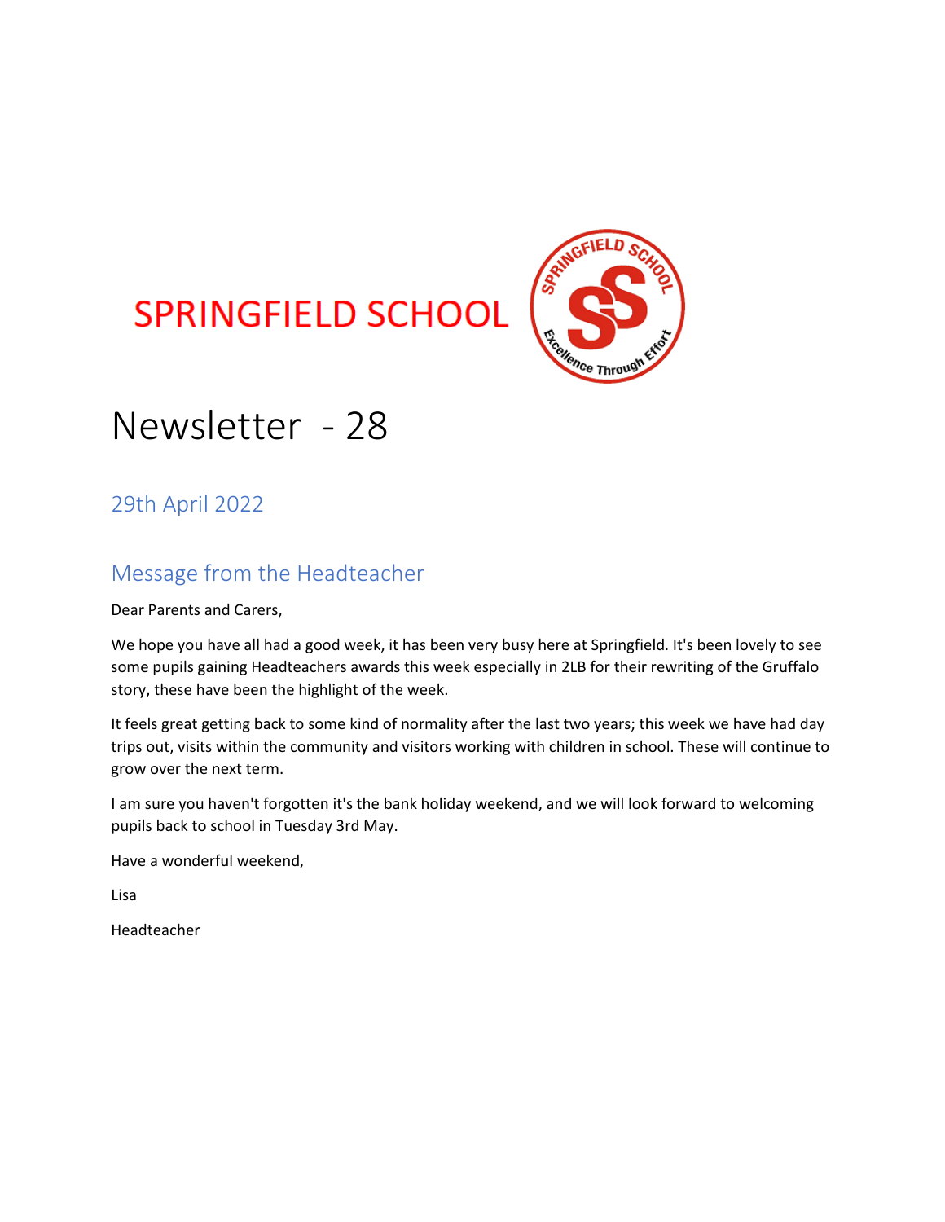# SPRINGFIELD SCHOOL

# Newsletter - 28

## 29th April 2022

## Message from the Headteacher

Dear Parents and Carers,

We hope you have all had a good week, it has been very busy here at Springfield. It's been lovely to see some pupils gaining Headteachers awards this week especially in 2LB for their rewriting of the Gruffalo story, these have been the highlight of the week.

It feels great getting back to some kind of normality after the last two years; this week we have had day trips out, visits within the community and visitors working with children in school. These will continue to grow over the next term.

I am sure you haven't forgotten it's the bank holiday weekend, and we will look forward to welcoming pupils back to school in Tuesday 3rd May.

Have a wonderful weekend,

Lisa

Headteacher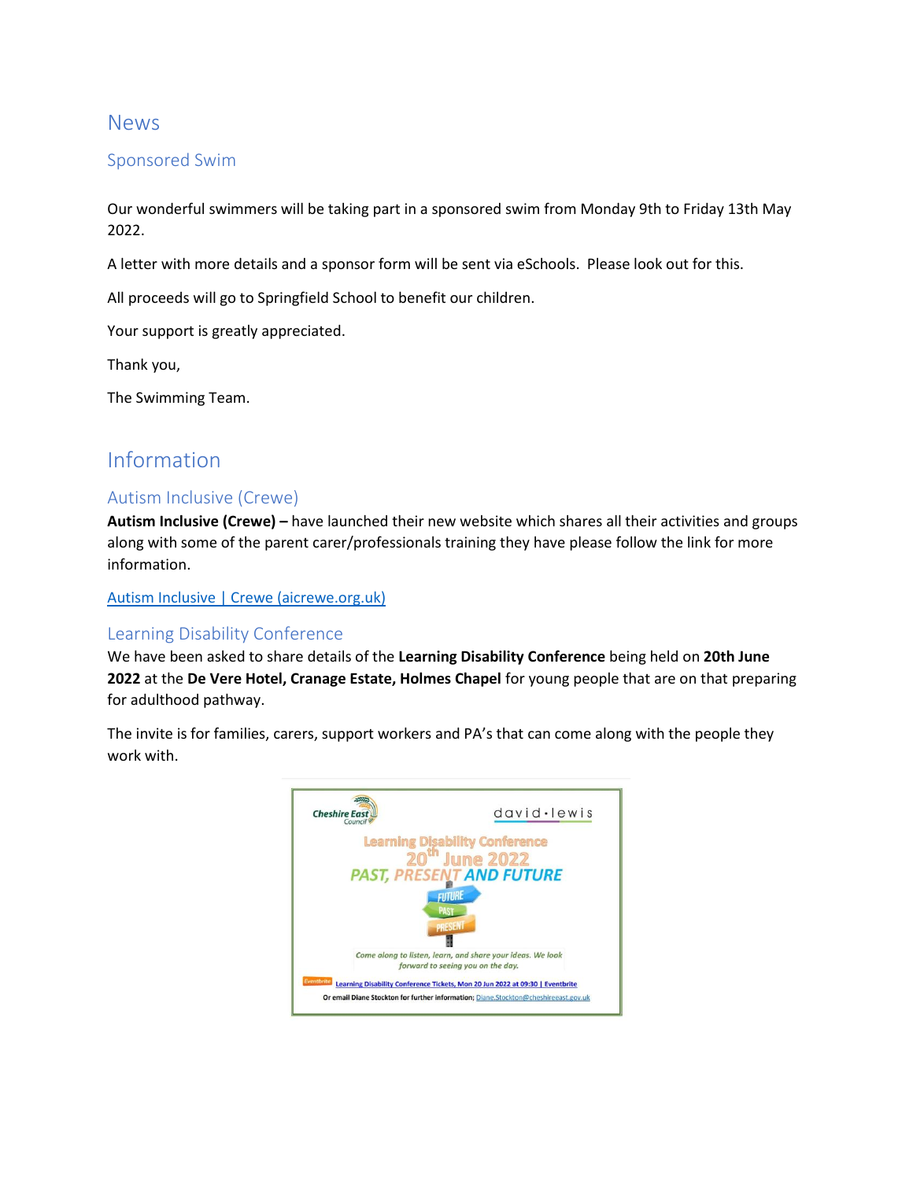# News

## Sponsored Swim

Our wonderful swimmers will be taking part in a sponsored swim from Monday 9th to Friday 13th May 2022.

A letter with more details and a sponsor form will be sent via eSchools. Please look out for this.

All proceeds will go to Springfield School to benefit our children.

Your support is greatly appreciated.

Thank you,

The Swimming Team.

# Information

## Autism Inclusive (Crewe)

**Autism Inclusive (Crewe) –** have launched their new website which shares all their activities and groups along with some of the parent carer/professionals training they have please follow the link for more information.

[Autism Inclusive | Crewe (aicrewe.org.uk)](aicrewe.org.uk)

## Learning Disability Conference

We have been asked to share details of the **Learning Disability Conference** being held on **20th June 2022** at the **De Vere Hotel, Cranage Estate, Holmes Chapel** for young people that are on that preparing for adulthood pathway.

The invite is for families, carers, support workers and PA's that can come along with the people they work with.

Cheshire East Council | david·lewis

Learning Disability Conference

20th June 2022

PAST, PRESENT AND FUTURE

FUTURE / PAST / PRESENT

*Come along to listen, learn, and share your ideas. We look forward to seeing you on the day.*

Eventbrite [Learning Disability Conference Tickets, Mon 20 Jun 2022 at 09:30 | Eventbrite]()

Or email Diane Stockton for further information; Diane.Stockton@cheshireeast.gov.uk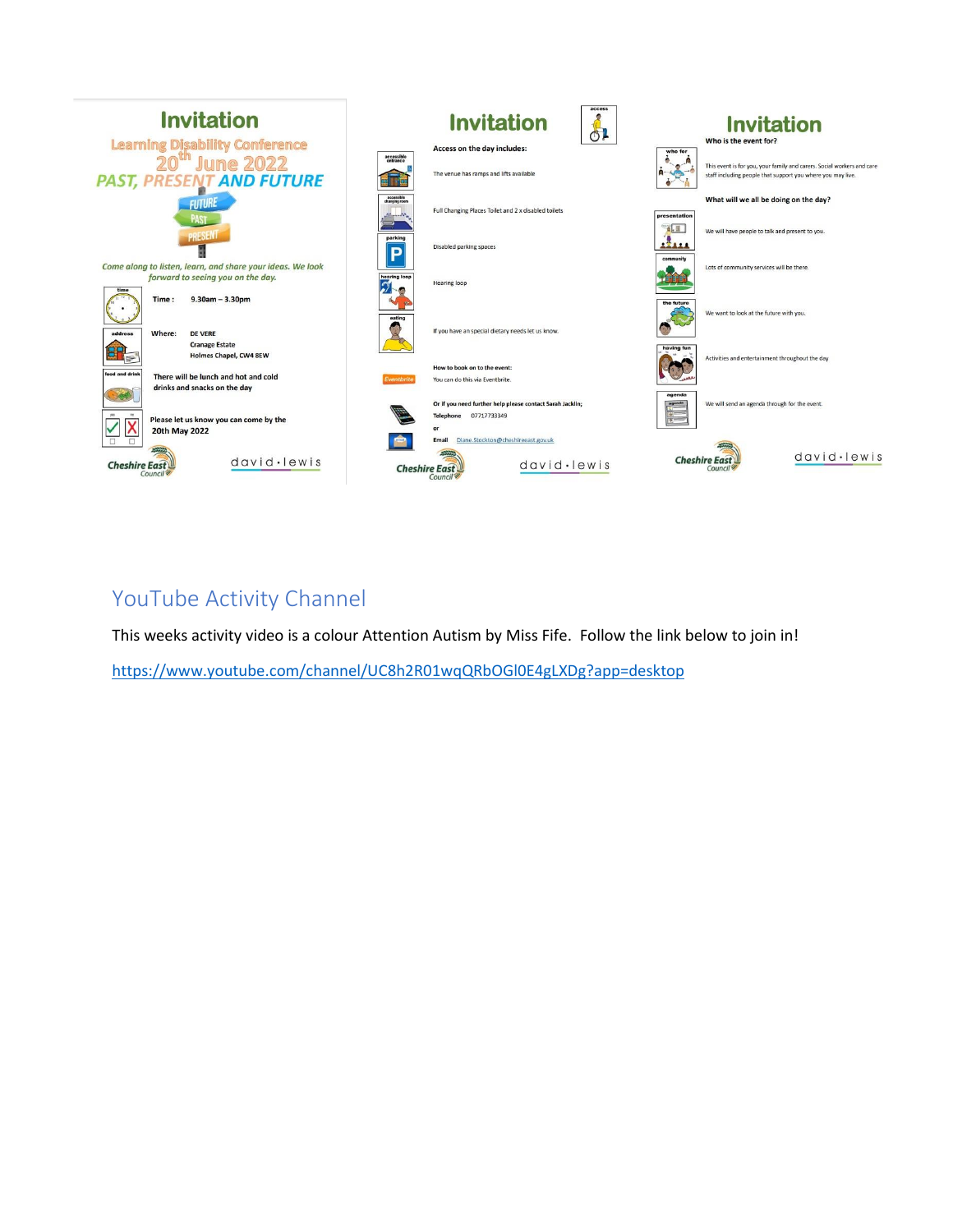# Invitation

## Learning Disability Conference

## 20th June 2022

## PAST, PRESENT AND FUTURE

FUTURE

PAST

PRESENT

*Come along to listen, learn, and share your ideas. We look forward to seeing you on the day.*

**Time :** 9.30am – 3.30pm

**Where:** DE VERE
Cranage Estate
Holmes Chapel, CW4 8EW

There will be lunch and hot and cold drinks and snacks on the day

Please let us know you can come by the 20th May 2022

Cheshire East Council

david·lewis

# Invitation

**Access on the day includes:**

The venue has ramps and lifts available

Full Changing Places Toilet and 2 x disabled toilets

Disabled parking spaces

Hearing loop

If you have an special dietary needs let us know.

**How to book on to the event:**

Eventbrite

You can do this via Eventbrite.

**Or if you need further help please contact Sarah Jacklin;**

**Telephone** 07717733349

**or**

**Email** Diane.Stockton@cheshireeast.gov.uk

Cheshire East Council

david·lewis

# Invitation

**Who is the event for?**

This event is for you, your family and carers. Social workers and care staff including people that support you where you may live.

**What will we all be doing on the day?**

We will have people to talk and present to you.

Lots of community services will be there.

We want to look at the future with you.

Activities and entertainment throughout the day

We will send an agenda through for the event.

Cheshire East Council

david·lewis

## YouTube Activity Channel

This weeks activity video is a colour Attention Autism by Miss Fife. Follow the link below to join in!

https://www.youtube.com/channel/UC8h2R01wqQRbOGl0E4gLXDg?app=desktop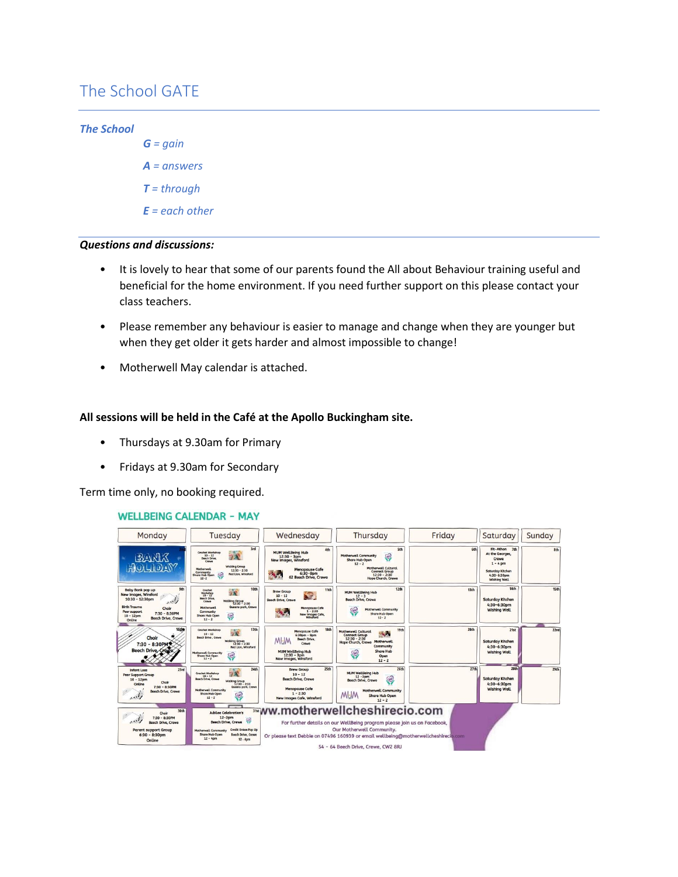# The School GATE

***The School***

***G** = gain*

***A** = answers*

***T** = through*

***E** = each other*

***Questions and discussions:***

- It is lovely to hear that some of our parents found the All about Behaviour training useful and beneficial for the home environment. If you need further support on this please contact your class teachers.
- Please remember any behaviour is easier to manage and change when they are younger but when they get older it gets harder and almost impossible to change!
- Motherwell May calendar is attached.

**All sessions will be held in the Café at the Apollo Buckingham site.**

- Thursdays at 9.30am for Primary
- Fridays at 9.30am for Secondary

Term time only, no booking required.

**WELLBEING CALENDAR - MAY**

| Monday | Tuesday | Wednesday | Thursday | Friday | Saturday | Sunday |
|---|---|---|---|---|---|---|
| 2nd BANK HOLIDAY | 3rd Crochet Workshop 10 - 12 Beech Drive, Crewe; Walking Group 12:30 - 2:30 Red Lion, Winsford; Motherwell Community Share Hub Open 12 - 2 | 4th MUM WellBeing Hub 12:30 - 3pm New Images, Winsford; Menopause Cafe 6:30-8pm 62 Beech Drive, Crewe | 5th Motherwell Community Share Hub Open 12 - 2; Motherwell Cultural Connect Group 12:30 - 2:30 Hope Church, Crewe | 6th | 7th Fit-Athon At the Georges, Crewe 1 - 4 pm; Saturday Kitchen 4:30-6:30pm Wishing Well | 8th |
| 9th Baby Bank pop up New Images, Winsford 10:30 - 12:30pm; Birth Trauma Peer support 10 - 12pm Online; Choir 7:30 - 8:30PM Beech Drive, Crewe | 10th Crochet Workshop 10 - 12 Beech Drive, Crewe; Walking Group 12:30 - 2:30 Queens park, Crewe; Motherwell Community Share Hub Open 12 - 2 | 11th Brew Group 10 - 12 Beech Drive, Crewe; Menopause Cafe 1 - 2:30 New Images Cafe, Winsford | 12th MUM WellBeing Hub 12 - 3 Beech Drive, Crewe; Motherwell Community Share Hub Open 12 - 2 | 13th | 14th Saturday Kitchen 4:30-6:30pm Wishing Well | 15th |
| 16th Choir 7:30 - 8:30PM Beech Drive, Crewe | 17th Crochet Workshop 10 - 12 Beech Drive, Crewe; Walking Group 12:30 - 2:30 Red Lion, Winsford; Motherwell Community Share Hub Open 12 - 2 | 18th Menopause Cafe 6:30pm - 8pm Beech Drive, Crewe; MUM WellBeing Hub 12:30 - 3pm New Images, Winsford | 19th Motherwell Cultural Connect Group 12:30 - 2:30 Hope Church, Crewe; Motherwell Community Share Hub Open 12 - 2 | 20th | 21st Saturday Kitchen 4:30-6:30pm Wishing Well | 22nd |
| 23rd Infant Loss Peer Support Group 10 - 12pm Online; Choir 7:30 - 8:30PM Beech Drive, Crewe | 24th Crochet Workshop 10 - 12 Beech Drive, Crewe; Walking Group 12:30 - 2:30 Queens park, Crewe; Motherwell Community Share Hub Open 12 - 2 | 25th Brew Group 10 - 12 Beech Drive, Crewe; Menopause Cafe 1 - 2:30 New Images Cafe, Winsford | 26th MUM WellBeing Hub 12 - 3pm Beech Drive, Crewe; Motherwell Community Share Hub Open 12 - 2 | 27th | 28th Saturday Kitchen 4:30-6:30pm Wishing Well | 29th |
| 30th Choir 7:30 - 8:30PM Beech Drive, Crewe; Parent support Group 6:30 - 8:30pm Online | 31st Jubilee Celebration's 12-2pm Beech Drive, Crewe; Motherwell Community Share Hub Open 12 - 4pm; Credit Union Pop Up Beech Drive, Crewe 12 - 4pm | | | | | |

www.motherwellcheshirecio.com

For further details on our WellBeing program please join us on Facebook, Our Motherwell Community.
Or please text Debbie on 07496 160939 or email wellbeing@motherwellcheshirecio.com

54 - 64 Beech Drive, Crewe, CW2 8RJ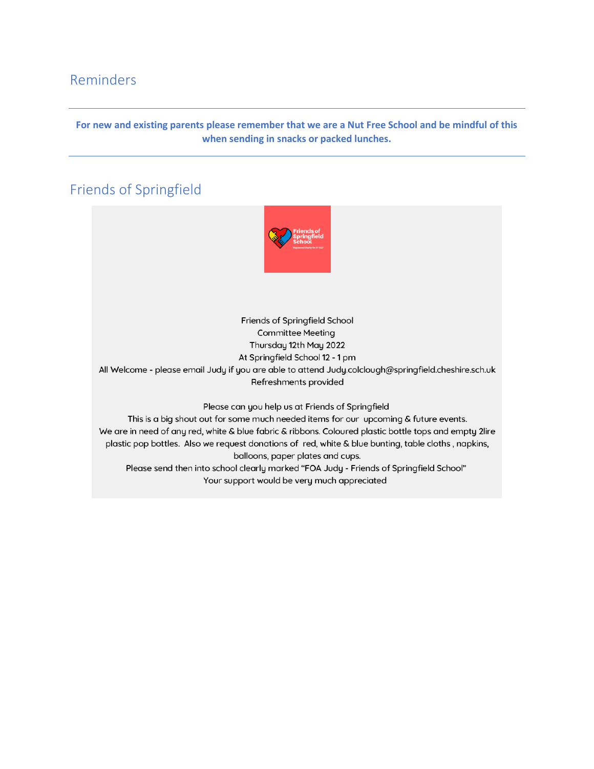## Reminders

---

**For new and existing parents please remember that we are a Nut Free School and be mindful of this when sending in snacks or packed lunches.**

---

## Friends of Springfield

Friends of Springfield School
Committee Meeting
Thursday 12th May 2022
At Springfield School 12 - 1 pm
All Welcome - please email Judy if you are able to attend Judy.colclough@springfield.cheshire.sch.uk
Refreshments provided

Please can you help us at Friends of Springfield
This is a big shout out for some much needed items for our upcoming & future events.
We are in need of any red, white & blue fabric & ribbons. Coloured plastic bottle tops and empty 2lire plastic pop bottles. Also we request donations of red, white & blue bunting, table cloths , napkins, balloons, paper plates and cups.
Please send then into school clearly marked "FOA Judy - Friends of Springfield School"
Your support would be very much appreciated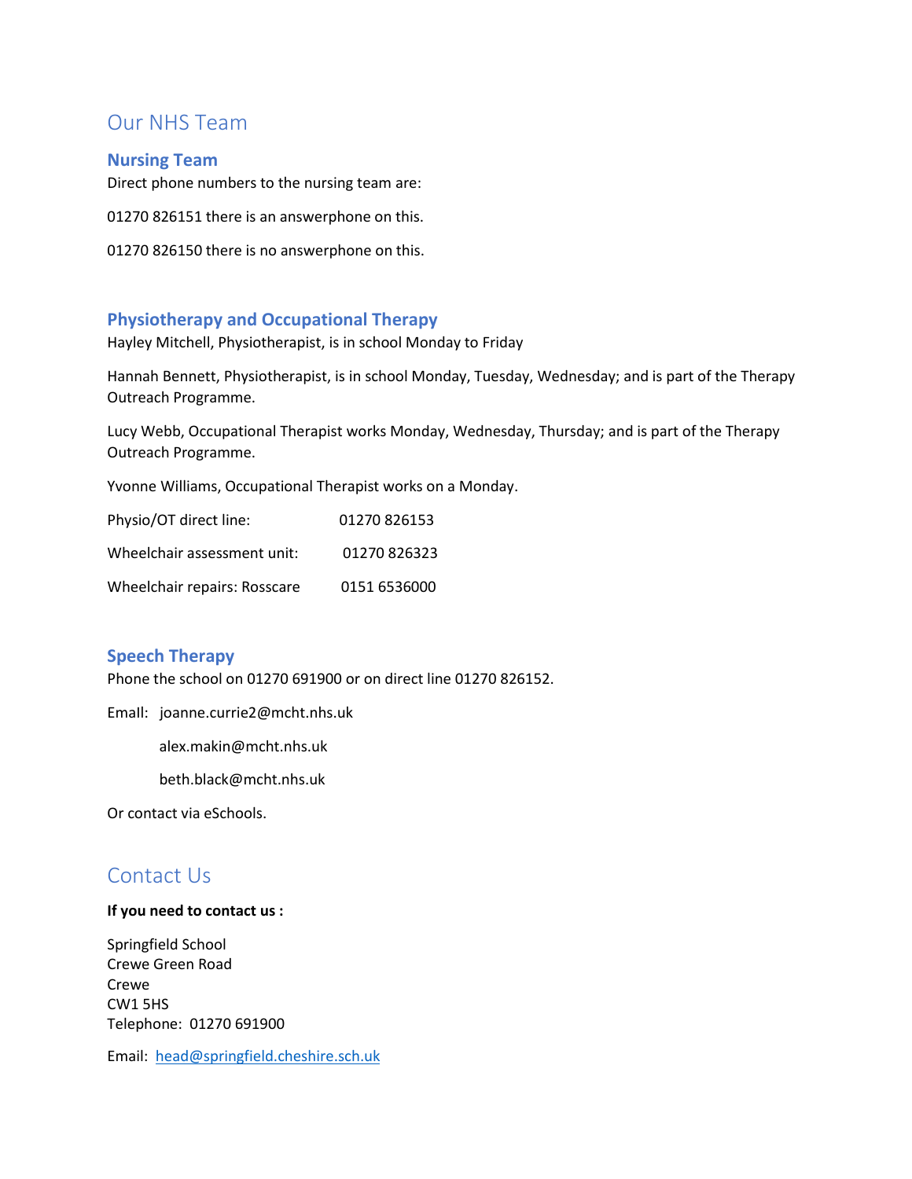# Our NHS Team

## Nursing Team

Direct phone numbers to the nursing team are:

01270 826151 there is an answerphone on this.

01270 826150 there is no answerphone on this.

## Physiotherapy and Occupational Therapy

Hayley Mitchell, Physiotherapist, is in school Monday to Friday

Hannah Bennett, Physiotherapist, is in school Monday, Tuesday, Wednesday; and is part of the Therapy Outreach Programme.

Lucy Webb, Occupational Therapist works Monday, Wednesday, Thursday; and is part of the Therapy Outreach Programme.

Yvonne Williams, Occupational Therapist works on a Monday.

| | |
|---|---|
| Physio/OT direct line: | 01270 826153 |
| Wheelchair assessment unit: | 01270 826323 |
| Wheelchair repairs: Rosscare | 0151 6536000 |

## Speech Therapy

Phone the school on 01270 691900 or on direct line 01270 826152.

Email: joanne.currie2@mcht.nhs.uk

alex.makin@mcht.nhs.uk

beth.black@mcht.nhs.uk

Or contact via eSchools.

# Contact Us

**If you need to contact us :**

Springfield School
Crewe Green Road
Crewe
CW1 5HS
Telephone: 01270 691900

Email: head@springfield.cheshire.sch.uk